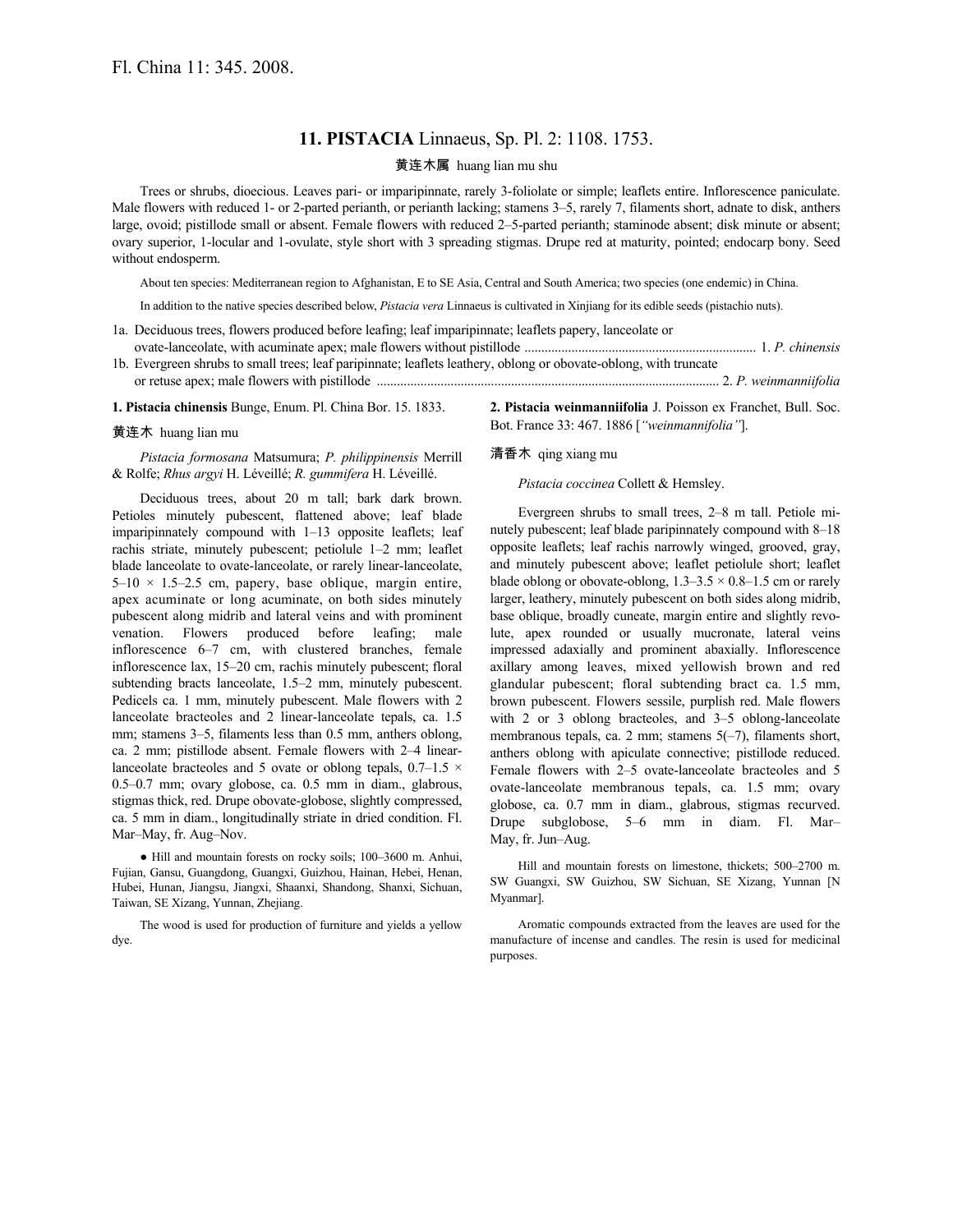Fl. China 11: 345. 2008.

# 11. PISTACIA Linnaeus, Sp. Pl. 2: 1108. 1753.

黄连木属 huang lian mu shu

Trees or shrubs, dioecious. Leaves pari- or imparipinnate, rarely 3-foliolate or simple; leaflets entire. Inflorescence paniculate. Male flowers with reduced 1- or 2-parted perianth, or perianth lacking; stamens 3–5, rarely 7, filaments short, adnate to disk, anthers large, ovoid; pistillode small or absent. Female flowers with reduced 2–5-parted perianth; staminode absent; disk minute or absent; ovary superior, 1-locular and 1-ovulate, style short with 3 spreading stigmas. Drupe red at maturity, pointed; endocarp bony. Seed without endosperm.

About ten species: Mediterranean region to Afghanistan, E to SE Asia, Central and South America; two species (one endemic) in China.

In addition to the native species described below, *Pistacia vera* Linnaeus is cultivated in Xinjiang for its edible seeds (pistachio nuts).

1a. Deciduous trees, flowers produced before leafing; leaf imparipinnate; leaflets papery, lanceolate or ovate-lanceolate, with acuminate apex; male flowers without pistillode .................................................................... 1. *P. chinensis*

1b. Evergreen shrubs to small trees; leaf paripinnate; leaflets leathery, oblong or obovate-oblong, with truncate or retuse apex; male flowers with pistillode ..................................................................................................... 2. *P. weinmanniifolia*

**1. Pistacia chinensis** Bunge, Enum. Pl. China Bor. 15. 1833.

黄连木 huang lian mu

*Pistacia formosana* Matsumura; *P. philippinensis* Merrill & Rolfe; *Rhus argyi* H. Léveillé; *R. gummifera* H. Léveillé.

Deciduous trees, about 20 m tall; bark dark brown. Petioles minutely pubescent, flattened above; leaf blade imparipinnately compound with 1–13 opposite leaflets; leaf rachis striate, minutely pubescent; petiolule 1–2 mm; leaflet blade lanceolate to ovate-lanceolate, or rarely linear-lanceolate, 5–10 × 1.5–2.5 cm, papery, base oblique, margin entire, apex acuminate or long acuminate, on both sides minutely pubescent along midrib and lateral veins and with prominent venation. Flowers produced before leafing; male inflorescence 6–7 cm, with clustered branches, female inflorescence lax, 15–20 cm, rachis minutely pubescent; floral subtending bracts lanceolate, 1.5–2 mm, minutely pubescent. Pedicels ca. 1 mm, minutely pubescent. Male flowers with 2 lanceolate bracteoles and 2 linear-lanceolate tepals, ca. 1.5 mm; stamens 3–5, filaments less than 0.5 mm, anthers oblong, ca. 2 mm; pistillode absent. Female flowers with 2–4 linear-lanceolate bracteoles and 5 ovate or oblong tepals, 0.7–1.5 × 0.5–0.7 mm; ovary globose, ca. 0.5 mm in diam., glabrous, stigmas thick, red. Drupe obovate-globose, slightly compressed, ca. 5 mm in diam., longitudinally striate in dried condition. Fl. Mar–May, fr. Aug–Nov.

● Hill and mountain forests on rocky soils; 100–3600 m. Anhui, Fujian, Gansu, Guangdong, Guangxi, Guizhou, Hainan, Hebei, Henan, Hubei, Hunan, Jiangsu, Jiangxi, Shaanxi, Shandong, Shanxi, Sichuan, Taiwan, SE Xizang, Yunnan, Zhejiang.

The wood is used for production of furniture and yields a yellow dye.

**2. Pistacia weinmanniifolia** J. Poisson ex Franchet, Bull. Soc. Bot. France 33: 467. 1886 [*"weinmannifolia"*].

清香木 qing xiang mu

*Pistacia coccinea* Collett & Hemsley.

Evergreen shrubs to small trees, 2–8 m tall. Petiole minutely pubescent; leaf blade paripinnately compound with 8–18 opposite leaflets; leaf rachis narrowly winged, grooved, gray, and minutely pubescent above; leaflet petiolule short; leaflet blade oblong or obovate-oblong, 1.3–3.5 × 0.8–1.5 cm or rarely larger, leathery, minutely pubescent on both sides along midrib, base oblique, broadly cuneate, margin entire and slightly revolute, apex rounded or usually mucronate, lateral veins impressed adaxially and prominent abaxially. Inflorescence axillary among leaves, mixed yellowish brown and red glandular pubescent; floral subtending bract ca. 1.5 mm, brown pubescent. Flowers sessile, purplish red. Male flowers with 2 or 3 oblong bracteoles, and 3–5 oblong-lanceolate membranous tepals, ca. 2 mm; stamens 5(–7), filaments short, anthers oblong with apiculate connective; pistillode reduced. Female flowers with 2–5 ovate-lanceolate bracteoles and 5 ovate-lanceolate membranous tepals, ca. 1.5 mm; ovary globose, ca. 0.7 mm in diam., glabrous, stigmas recurved. Drupe subglobose, 5–6 mm in diam. Fl. Mar–May, fr. Jun–Aug.

Hill and mountain forests on limestone, thickets; 500–2700 m. SW Guangxi, SW Guizhou, SW Sichuan, SE Xizang, Yunnan [N Myanmar].

Aromatic compounds extracted from the leaves are used for the manufacture of incense and candles. The resin is used for medicinal purposes.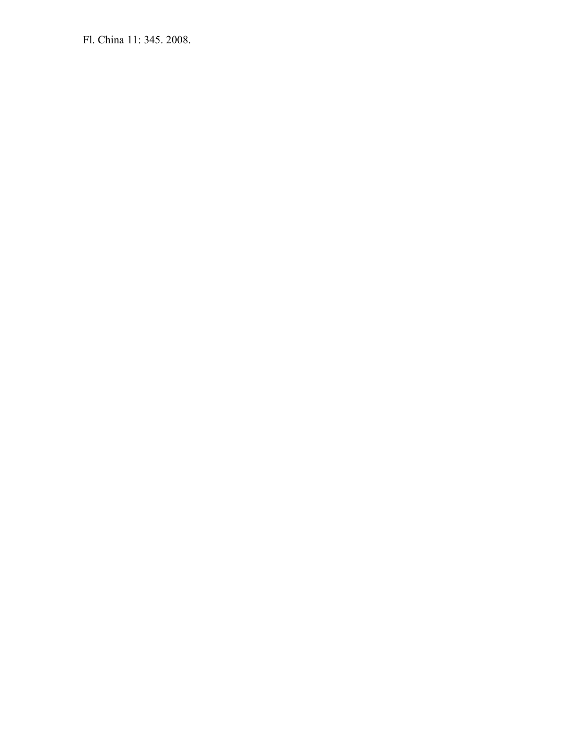Fl. China 11: 345. 2008.